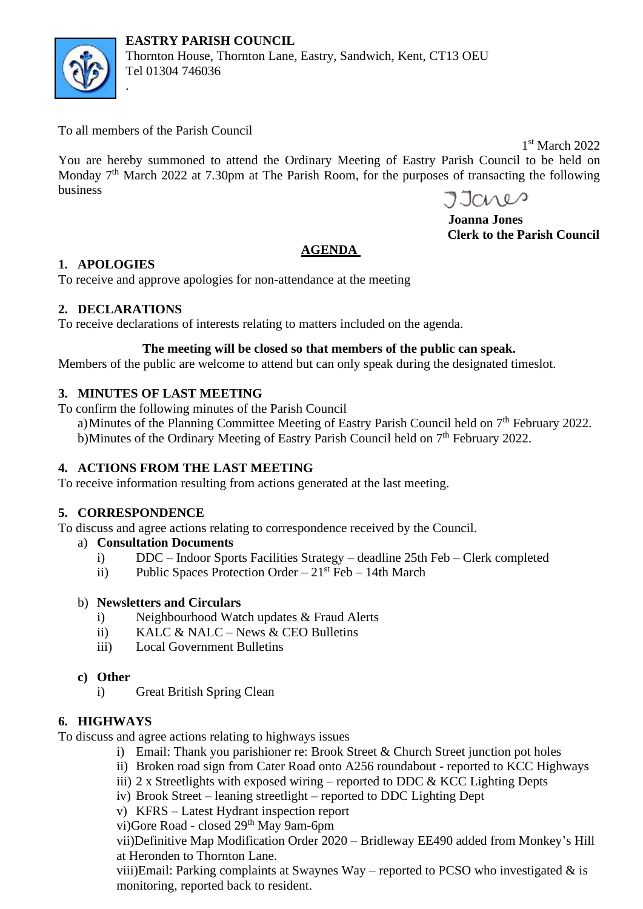**EASTRY PARISH COUNCIL**
Thornton House, Thornton Lane, Eastry, Sandwich, Kent, CT13 OEU
Tel 01304 746036
.

To all members of the Parish Council

1st March 2022

You are hereby summoned to attend the Ordinary Meeting of Eastry Parish Council to be held on Monday 7th March 2022 at 7.30pm at The Parish Room, for the purposes of transacting the following business

JJones

**Joanna Jones**
**Clerk to the Parish Council**

## AGENDA

### 1. APOLOGIES

To receive and approve apologies for non-attendance at the meeting

### 2. DECLARATIONS

To receive declarations of interests relating to matters included on the agenda.

**The meeting will be closed so that members of the public can speak.**

Members of the public are welcome to attend but can only speak during the designated timeslot.

### 3. MINUTES OF LAST MEETING

To confirm the following minutes of the Parish Council

a) Minutes of the Planning Committee Meeting of Eastry Parish Council held on 7th February 2022.
b) Minutes of the Ordinary Meeting of Eastry Parish Council held on 7th February 2022.

### 4. ACTIONS FROM THE LAST MEETING

To receive information resulting from actions generated at the last meeting.

### 5. CORRESPONDENCE

To discuss and agree actions relating to correspondence received by the Council.

a) **Consultation Documents**
   i) DDC – Indoor Sports Facilities Strategy – deadline 25th Feb – Clerk completed
   ii) Public Spaces Protection Order – 21st Feb – 14th March

b) **Newsletters and Circulars**
   i) Neighbourhood Watch updates & Fraud Alerts
   ii) KALC & NALC – News & CEO Bulletins
   iii) Local Government Bulletins

c) **Other**
   i) Great British Spring Clean

### 6. HIGHWAYS

To discuss and agree actions relating to highways issues

i) Email: Thank you parishioner re: Brook Street & Church Street junction pot holes
ii) Broken road sign from Cater Road onto A256 roundabout - reported to KCC Highways
iii) 2 x Streetlights with exposed wiring – reported to DDC & KCC Lighting Depts
iv) Brook Street – leaning streetlight – reported to DDC Lighting Dept
v) KFRS – Latest Hydrant inspection report
vi) Gore Road - closed 29th May 9am-6pm
vii) Definitive Map Modification Order 2020 – Bridleway EE490 added from Monkey's Hill at Heronden to Thornton Lane.
viii) Email: Parking complaints at Swaynes Way – reported to PCSO who investigated & is monitoring, reported back to resident.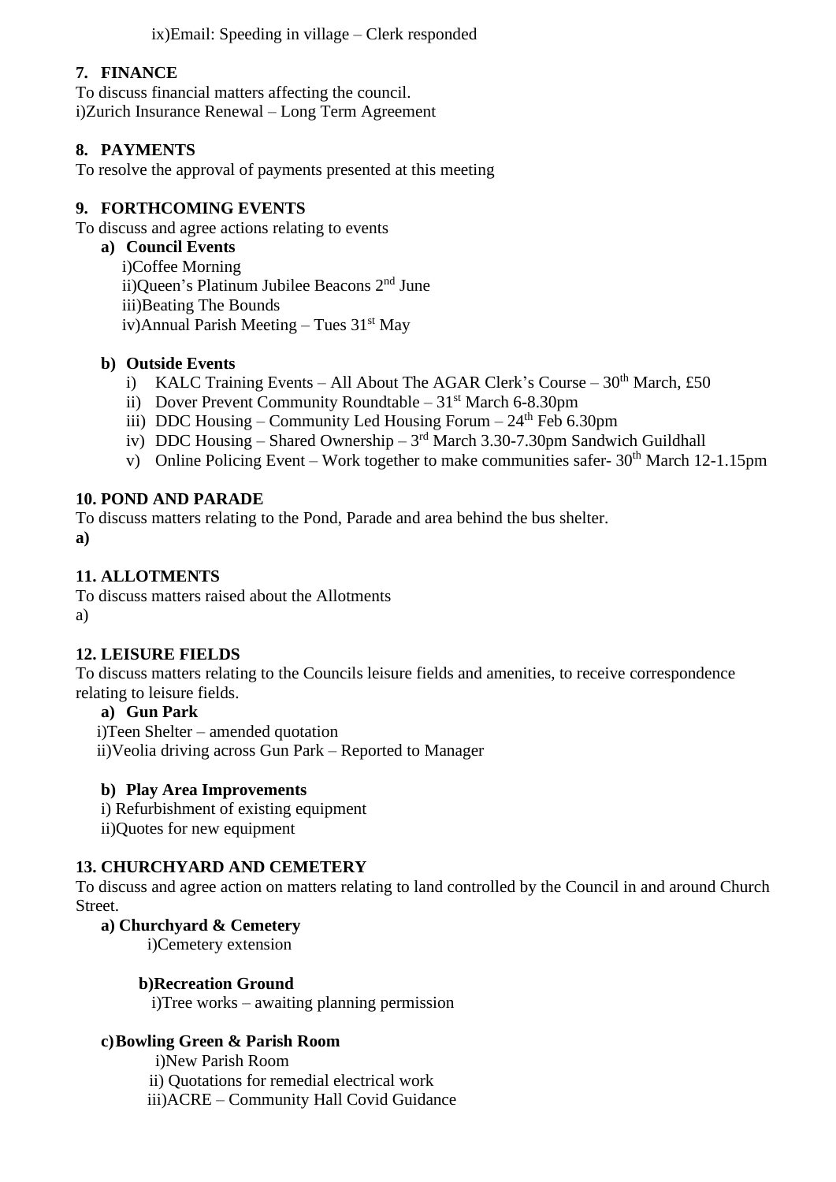ix)Email: Speeding in village – Clerk responded

**7. FINANCE**

To discuss financial matters affecting the council.
i)Zurich Insurance Renewal – Long Term Agreement

**8. PAYMENTS**

To resolve the approval of payments presented at this meeting

**9. FORTHCOMING EVENTS**

To discuss and agree actions relating to events

**a) Council Events**

i)Coffee Morning
ii)Queen's Platinum Jubilee Beacons 2nd June
iii)Beating The Bounds
iv)Annual Parish Meeting – Tues 31st May

**b) Outside Events**

i) KALC Training Events – All About The AGAR Clerk's Course – 30th March, £50
ii) Dover Prevent Community Roundtable – 31st March 6-8.30pm
iii) DDC Housing – Community Led Housing Forum – 24th Feb 6.30pm
iv) DDC Housing – Shared Ownership – 3rd March 3.30-7.30pm Sandwich Guildhall
v) Online Policing Event – Work together to make communities safer- 30th March 12-1.15pm

**10. POND AND PARADE**

To discuss matters relating to the Pond, Parade and area behind the bus shelter.
**a)**

**11. ALLOTMENTS**

To discuss matters raised about the Allotments
a)

**12. LEISURE FIELDS**

To discuss matters relating to the Councils leisure fields and amenities, to receive correspondence relating to leisure fields.

**a) Gun Park**

i)Teen Shelter – amended quotation
ii)Veolia driving across Gun Park – Reported to Manager

**b) Play Area Improvements**

i) Refurbishment of existing equipment
ii)Quotes for new equipment

**13. CHURCHYARD AND CEMETERY**

To discuss and agree action on matters relating to land controlled by the Council in and around Church Street.

**a) Churchyard & Cemetery**

i)Cemetery extension

**b)Recreation Ground**

i)Tree works – awaiting planning permission

**c)Bowling Green & Parish Room**

i)New Parish Room
ii) Quotations for remedial electrical work
iii)ACRE – Community Hall Covid Guidance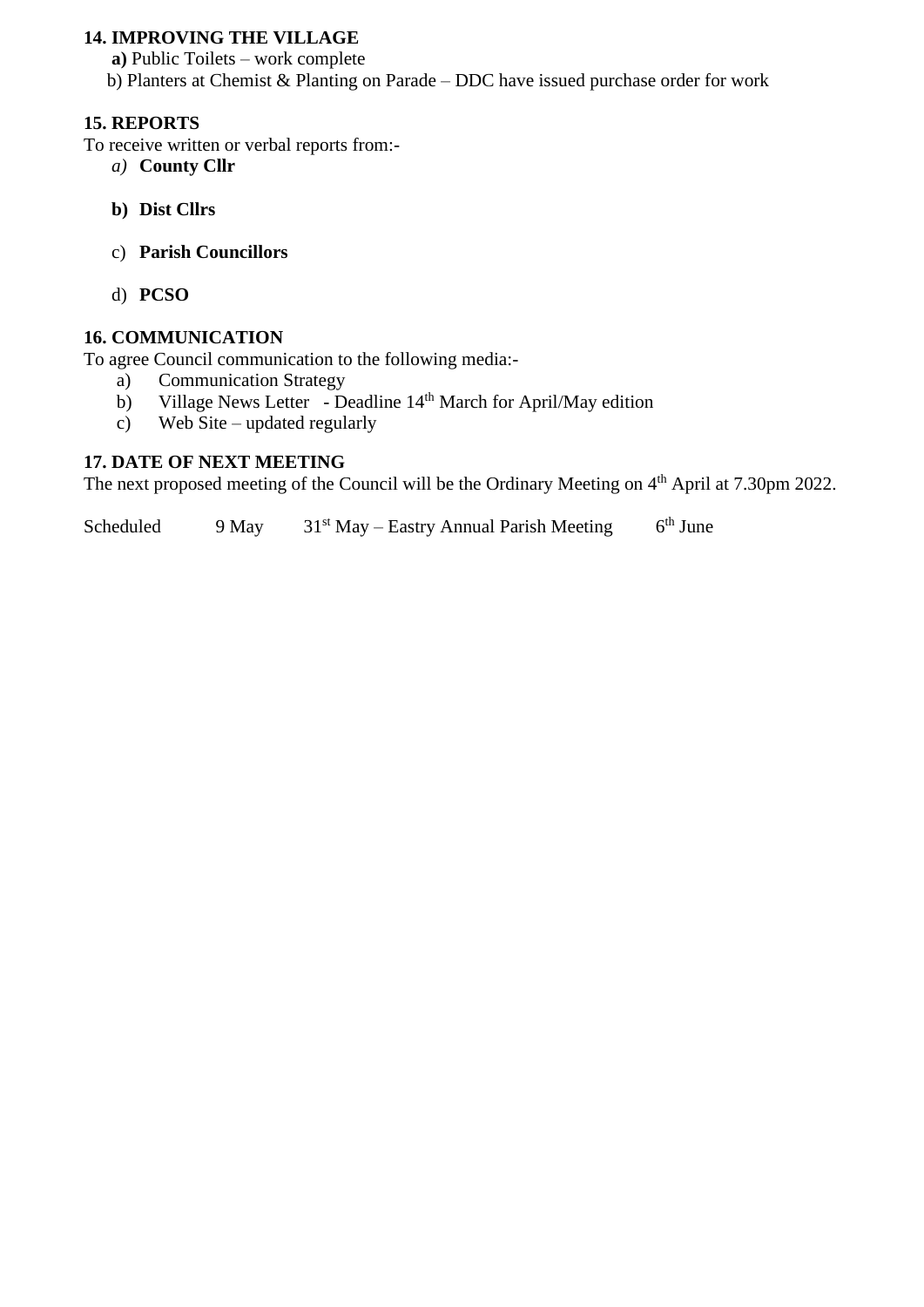**14. IMPROVING THE VILLAGE**

**a)** Public Toilets – work complete

b) Planters at Chemist & Planting on Parade – DDC have issued purchase order for work

**15. REPORTS**

To receive written or verbal reports from:-

*a)* **County Cllr**

**b) Dist Cllrs**

c) **Parish Councillors**

d) **PCSO**

**16. COMMUNICATION**

To agree Council communication to the following media:-

a) Communication Strategy
b) Village News Letter - Deadline 14th March for April/May edition
c) Web Site – updated regularly

**17. DATE OF NEXT MEETING**

The next proposed meeting of the Council will be the Ordinary Meeting on 4th April at 7.30pm 2022.

Scheduled 9 May 31st May – Eastry Annual Parish Meeting 6th June